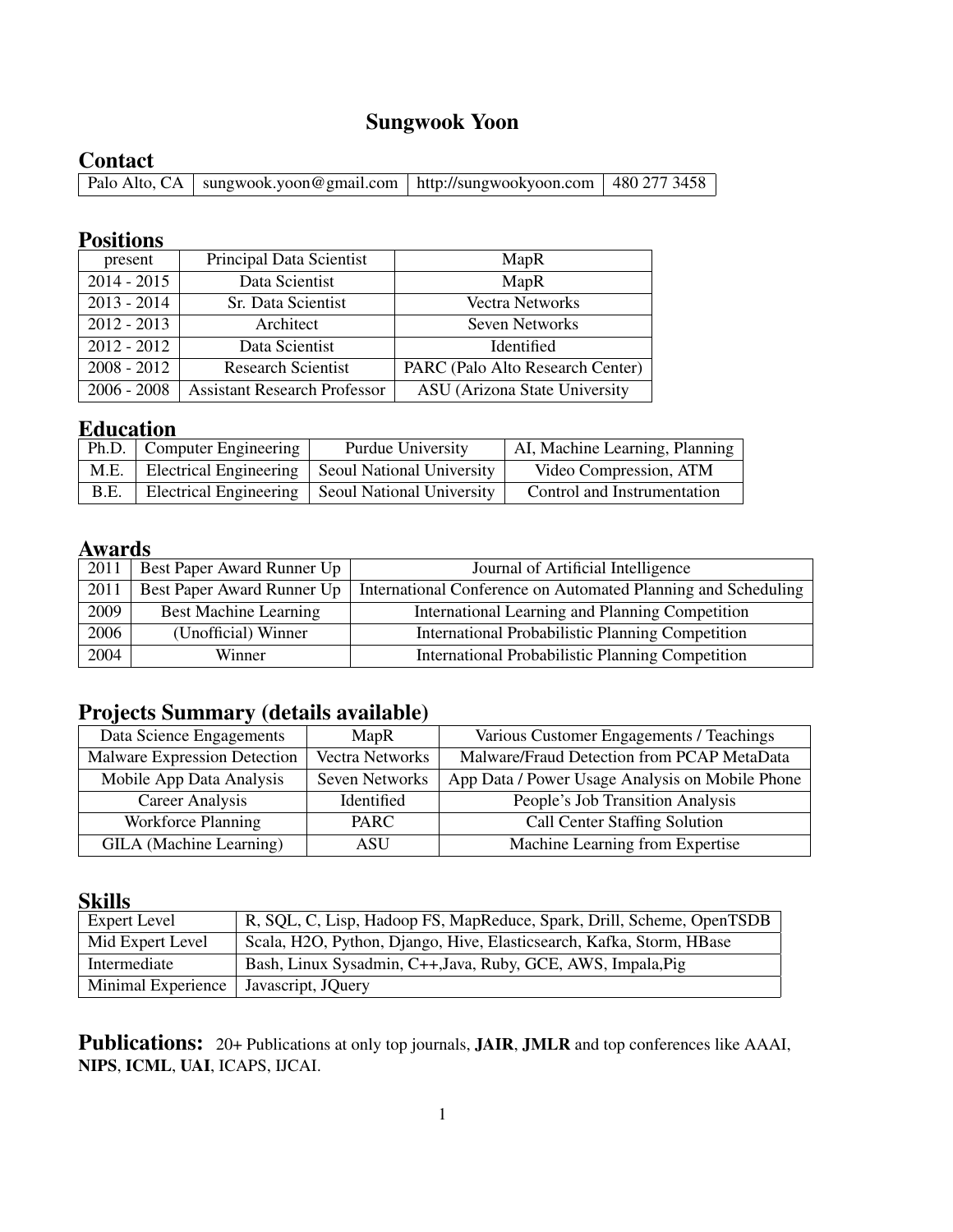# Sungwook Yoon

## Contact

| Palo Alto, CA | sungwook.yoon@gmail.com | http://sungwookyoon.com | 480 277 3458 |
|---|---|---|---|

## Positions

| | | |
|---|---|---|
| present | Principal Data Scientist | MapR |
| 2014 - 2015 | Data Scientist | MapR |
| 2013 - 2014 | Sr. Data Scientist | Vectra Networks |
| 2012 - 2013 | Architect | Seven Networks |
| 2012 - 2012 | Data Scientist | Identified |
| 2008 - 2012 | Research Scientist | PARC (Palo Alto Research Center) |
| 2006 - 2008 | Assistant Research Professor | ASU (Arizona State University |

## Education

| | | | |
|---|---|---|---|
| Ph.D. | Computer Engineering | Purdue University | AI, Machine Learning, Planning |
| M.E. | Electrical Engineering | Seoul National University | Video Compression, ATM |
| B.E. | Electrical Engineering | Seoul National University | Control and Instrumentation |

## Awards

| | | |
|---|---|---|
| 2011 | Best Paper Award Runner Up | Journal of Artificial Intelligence |
| 2011 | Best Paper Award Runner Up | International Conference on Automated Planning and Scheduling |
| 2009 | Best Machine Learning | International Learning and Planning Competition |
| 2006 | (Unofficial) Winner | International Probabilistic Planning Competition |
| 2004 | Winner | International Probabilistic Planning Competition |

## Projects Summary (details available)

| | | |
|---|---|---|
| Data Science Engagements | MapR | Various Customer Engagements / Teachings |
| Malware Expression Detection | Vectra Networks | Malware/Fraud Detection from PCAP MetaData |
| Mobile App Data Analysis | Seven Networks | App Data / Power Usage Analysis on Mobile Phone |
| Career Analysis | Identified | People's Job Transition Analysis |
| Workforce Planning | PARC | Call Center Staffing Solution |
| GILA (Machine Learning) | ASU | Machine Learning from Expertise |

## Skills

| | |
|---|---|
| Expert Level | R, SQL, C, Lisp, Hadoop FS, MapReduce, Spark, Drill, Scheme, OpenTSDB |
| Mid Expert Level | Scala, H2O, Python, Django, Hive, Elasticsearch, Kafka, Storm, HBase |
| Intermediate | Bash, Linux Sysadmin, C++,Java, Ruby, GCE, AWS, Impala,Pig |
| Minimal Experience | Javascript, JQuery |

## Publications:

20+ Publications at only top journals, **JAIR**, **JMLR** and top conferences like AAAI, **NIPS**, **ICML**, **UAI**, ICAPS, IJCAI.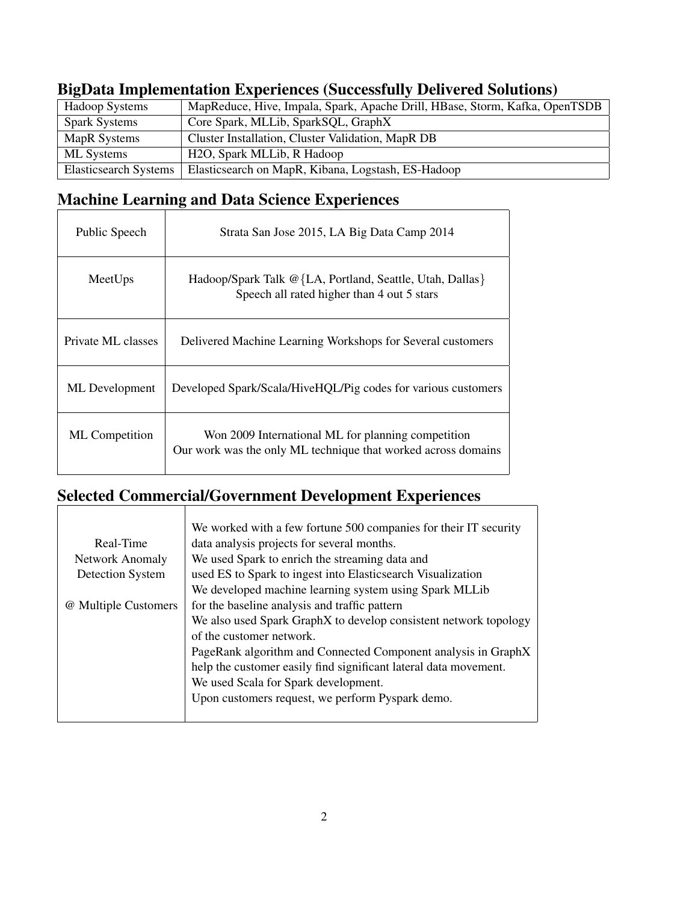## BigData Implementation Experiences (Successfully Delivered Solutions)

| | |
|---|---|
| Hadoop Systems | MapReduce, Hive, Impala, Spark, Apache Drill, HBase, Storm, Kafka, OpenTSDB |
| Spark Systems | Core Spark, MLLib, SparkSQL, GraphX |
| MapR Systems | Cluster Installation, Cluster Validation, MapR DB |
| ML Systems | H2O, Spark MLLib, R Hadoop |
| Elasticsearch Systems | Elasticsearch on MapR, Kibana, Logstash, ES-Hadoop |

## Machine Learning and Data Science Experiences

| | |
|---|---|
| Public Speech | Strata San Jose 2015, LA Big Data Camp 2014 |
| MeetUps | Hadoop/Spark Talk @{LA, Portland, Seattle, Utah, Dallas}<br>Speech all rated higher than 4 out 5 stars |
| Private ML classes | Delivered Machine Learning Workshops for Several customers |
| ML Development | Developed Spark/Scala/HiveHQL/Pig codes for various customers |
| ML Competition | Won 2009 International ML for planning competition<br>Our work was the only ML technique that worked across domains |

## Selected Commercial/Government Development Experiences

| | |
|---|---|
| Real-Time<br>Network Anomaly<br>Detection System<br><br>@ Multiple Customers | We worked with a few fortune 500 companies for their IT security data analysis projects for several months.<br>We used Spark to enrich the streaming data and used ES to Spark to ingest into Elasticsearch Visualization<br>We developed machine learning system using Spark MLLib for the baseline analysis and traffic pattern<br>We also used Spark GraphX to develop consistent network topology of the customer network.<br>PageRank algorithm and Connected Component analysis in GraphX help the customer easily find significant lateral data movement.<br>We used Scala for Spark development.<br>Upon customers request, we perform Pyspark demo. |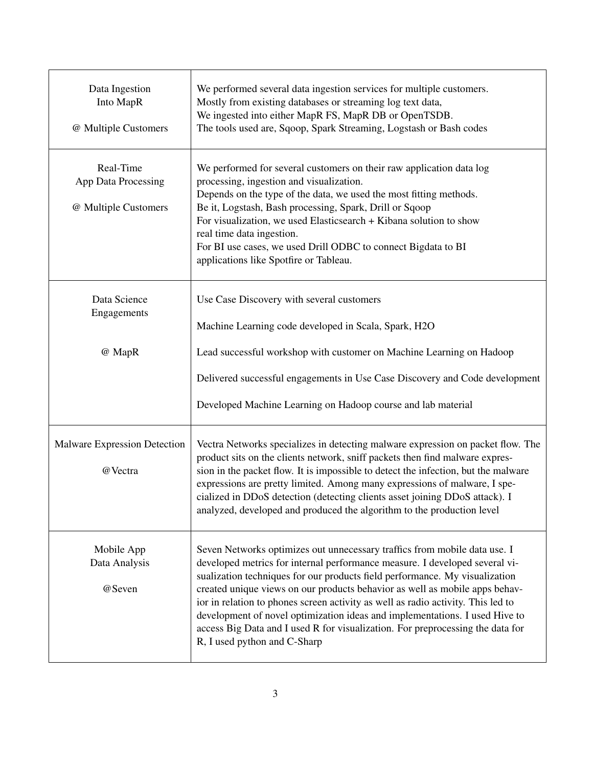| | |
|---|---|
| Data Ingestion Into MapR<br><br>@ Multiple Customers | We performed several data ingestion services for multiple customers.<br>Mostly from existing databases or streaming log text data,<br>We ingested into either MapR FS, MapR DB or OpenTSDB.<br>The tools used are, Sqoop, Spark Streaming, Logstash or Bash codes |
| Real-Time App Data Processing<br><br>@ Multiple Customers | We performed for several customers on their raw application data log processing, ingestion and visualization.<br>Depends on the type of the data, we used the most fitting methods.<br>Be it, Logstash, Bash processing, Spark, Drill or Sqoop<br>For visualization, we used Elasticsearch + Kibana solution to show real time data ingestion.<br>For BI use cases, we used Drill ODBC to connect Bigdata to BI applications like Spotfire or Tableau. |
| Data Science Engagements<br><br>@ MapR | Use Case Discovery with several customers<br><br>Machine Learning code developed in Scala, Spark, H2O<br><br>Lead successful workshop with customer on Machine Learning on Hadoop<br><br>Delivered successful engagements in Use Case Discovery and Code development<br><br>Developed Machine Learning on Hadoop course and lab material |
| Malware Expression Detection<br><br>@Vectra | Vectra Networks specializes in detecting malware expression on packet flow. The product sits on the clients network, sniff packets then find malware expression in the packet flow. It is impossible to detect the infection, but the malware expressions are pretty limited. Among many expressions of malware, I specialized in DDoS detection (detecting clients asset joining DDoS attack). I analyzed, developed and produced the algorithm to the production level |
| Mobile App Data Analysis<br><br>@Seven | Seven Networks optimizes out unnecessary traffics from mobile data use. I developed metrics for internal performance measure. I developed several visualization techniques for our products field performance. My visualization created unique views on our products behavior as well as mobile apps behavior in relation to phones screen activity as well as radio activity. This led to development of novel optimization ideas and implementations. I used Hive to access Big Data and I used R for visualization. For preprocessing the data for R, I used python and C-Sharp |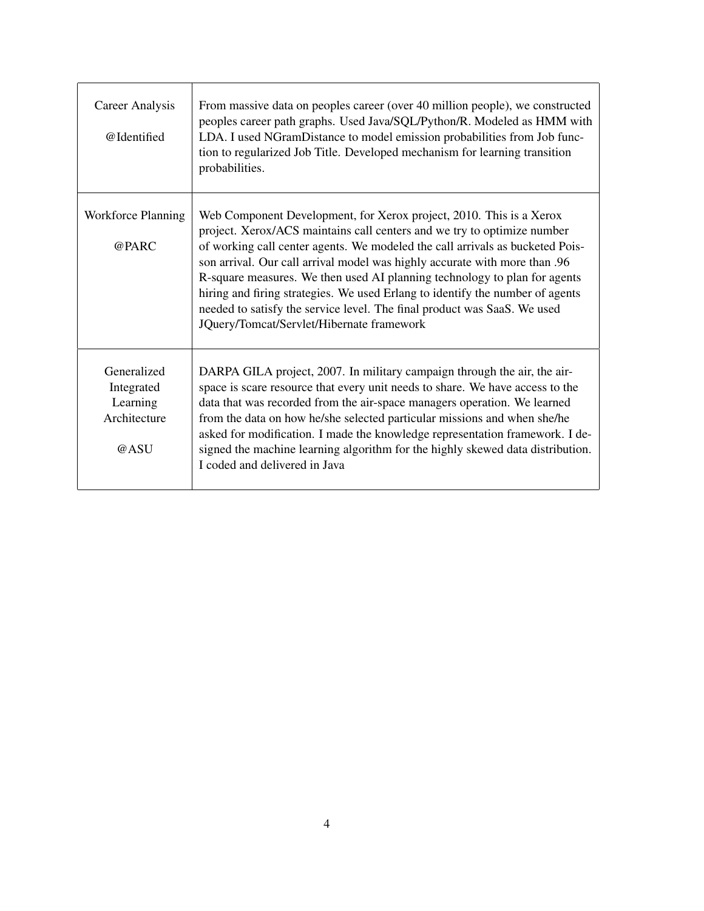| | |
|---|---|
| Career Analysis<br><br>@Identified | From massive data on peoples career (over 40 million people), we constructed peoples career path graphs. Used Java/SQL/Python/R. Modeled as HMM with LDA. I used NGramDistance to model emission probabilities from Job function to regularized Job Title. Developed mechanism for learning transition probabilities. |
| Workforce Planning<br><br>@PARC | Web Component Development, for Xerox project, 2010. This is a Xerox project. Xerox/ACS maintains call centers and we try to optimize number of working call center agents. We modeled the call arrivals as bucketed Poisson arrival. Our call arrival model was highly accurate with more than .96 R-square measures. We then used AI planning technology to plan for agents hiring and firing strategies. We used Erlang to identify the number of agents needed to satisfy the service level. The final product was SaaS. We used JQuery/Tomcat/Servlet/Hibernate framework |
| Generalized Integrated Learning Architecture<br><br>@ASU | DARPA GILA project, 2007. In military campaign through the air, the airspace is scare resource that every unit needs to share. We have access to the data that was recorded from the air-space managers operation. We learned from the data on how he/she selected particular missions and when she/he asked for modification. I made the knowledge representation framework. I designed the machine learning algorithm for the highly skewed data distribution. I coded and delivered in Java |